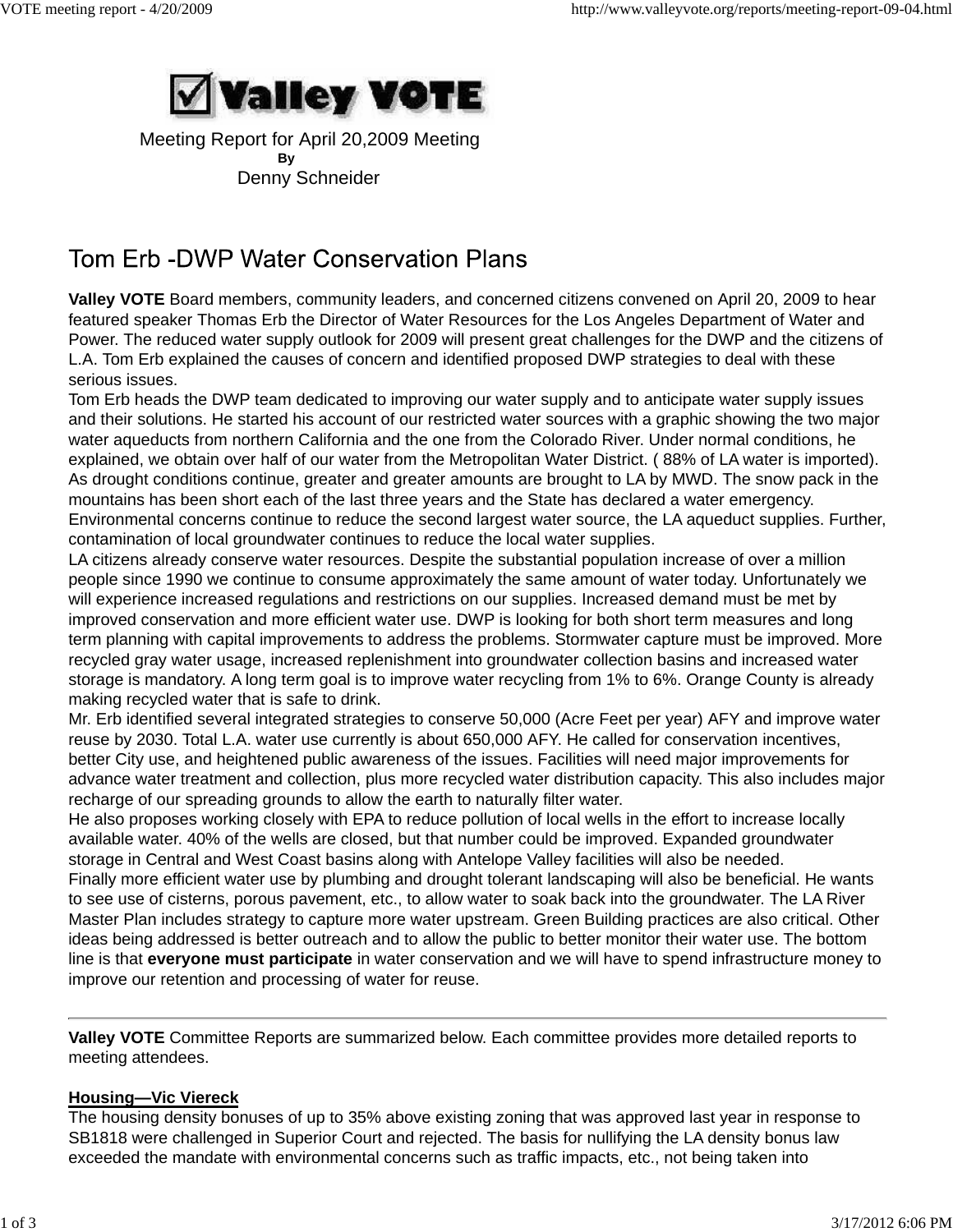# Valley VOTE

Meeting Report for April 20,2009 Meeting
**By**
Denny Schneider

## Tom Erb -DWP Water Conservation Plans

**Valley VOTE** Board members, community leaders, and concerned citizens convened on April 20, 2009 to hear featured speaker Thomas Erb the Director of Water Resources for the Los Angeles Department of Water and Power. The reduced water supply outlook for 2009 will present great challenges for the DWP and the citizens of L.A. Tom Erb explained the causes of concern and identified proposed DWP strategies to deal with these serious issues.

Tom Erb heads the DWP team dedicated to improving our water supply and to anticipate water supply issues and their solutions. He started his account of our restricted water sources with a graphic showing the two major water aqueducts from northern California and the one from the Colorado River. Under normal conditions, he explained, we obtain over half of our water from the Metropolitan Water District. ( 88% of LA water is imported). As drought conditions continue, greater and greater amounts are brought to LA by MWD. The snow pack in the mountains has been short each of the last three years and the State has declared a water emergency. Environmental concerns continue to reduce the second largest water source, the LA aqueduct supplies. Further, contamination of local groundwater continues to reduce the local water supplies.

LA citizens already conserve water resources. Despite the substantial population increase of over a million people since 1990 we continue to consume approximately the same amount of water today. Unfortunately we will experience increased regulations and restrictions on our supplies. Increased demand must be met by improved conservation and more efficient water use. DWP is looking for both short term measures and long term planning with capital improvements to address the problems. Stormwater capture must be improved. More recycled gray water usage, increased replenishment into groundwater collection basins and increased water storage is mandatory. A long term goal is to improve water recycling from 1% to 6%. Orange County is already making recycled water that is safe to drink.

Mr. Erb identified several integrated strategies to conserve 50,000 (Acre Feet per year) AFY and improve water reuse by 2030. Total L.A. water use currently is about 650,000 AFY. He called for conservation incentives, better City use, and heightened public awareness of the issues. Facilities will need major improvements for advance water treatment and collection, plus more recycled water distribution capacity. This also includes major recharge of our spreading grounds to allow the earth to naturally filter water.

He also proposes working closely with EPA to reduce pollution of local wells in the effort to increase locally available water. 40% of the wells are closed, but that number could be improved. Expanded groundwater storage in Central and West Coast basins along with Antelope Valley facilities will also be needed.

Finally more efficient water use by plumbing and drought tolerant landscaping will also be beneficial. He wants to see use of cisterns, porous pavement, etc., to allow water to soak back into the groundwater. The LA River Master Plan includes strategy to capture more water upstream. Green Building practices are also critical. Other ideas being addressed is better outreach and to allow the public to better monitor their water use. The bottom line is that **everyone must participate** in water conservation and we will have to spend infrastructure money to improve our retention and processing of water for reuse.

---

**Valley VOTE** Committee Reports are summarized below. Each committee provides more detailed reports to meeting attendees.

**Housing—Vic Viereck**

The housing density bonuses of up to 35% above existing zoning that was approved last year in response to SB1818 were challenged in Superior Court and rejected. The basis for nullifying the LA density bonus law exceeded the mandate with environmental concerns such as traffic impacts, etc., not being taken into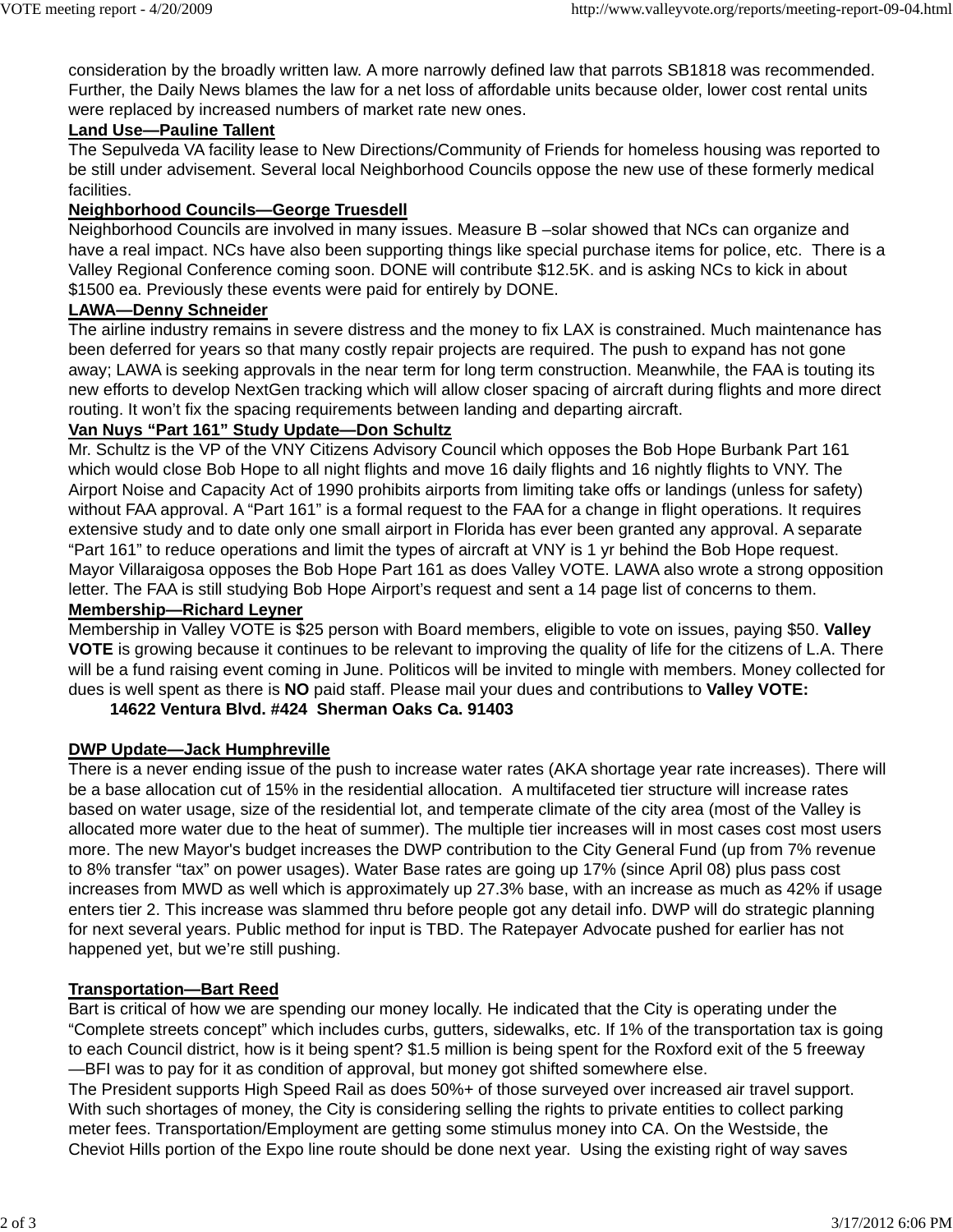consideration by the broadly written law. A more narrowly defined law that parrots SB1818 was recommended. Further, the Daily News blames the law for a net loss of affordable units because older, lower cost rental units were replaced by increased numbers of market rate new ones.

**Land Use—Pauline Tallent**

The Sepulveda VA facility lease to New Directions/Community of Friends for homeless housing was reported to be still under advisement. Several local Neighborhood Councils oppose the new use of these formerly medical facilities.

**Neighborhood Councils—George Truesdell**

Neighborhood Councils are involved in many issues. Measure B –solar showed that NCs can organize and have a real impact. NCs have also been supporting things like special purchase items for police, etc. There is a Valley Regional Conference coming soon. DONE will contribute $12.5K. and is asking NCs to kick in about $1500 ea. Previously these events were paid for entirely by DONE.

**LAWA—Denny Schneider**

The airline industry remains in severe distress and the money to fix LAX is constrained. Much maintenance has been deferred for years so that many costly repair projects are required. The push to expand has not gone away; LAWA is seeking approvals in the near term for long term construction. Meanwhile, the FAA is touting its new efforts to develop NextGen tracking which will allow closer spacing of aircraft during flights and more direct routing. It won't fix the spacing requirements between landing and departing aircraft.

**Van Nuys "Part 161" Study Update—Don Schultz**

Mr. Schultz is the VP of the VNY Citizens Advisory Council which opposes the Bob Hope Burbank Part 161 which would close Bob Hope to all night flights and move 16 daily flights and 16 nightly flights to VNY. The Airport Noise and Capacity Act of 1990 prohibits airports from limiting take offs or landings (unless for safety) without FAA approval. A "Part 161" is a formal request to the FAA for a change in flight operations. It requires extensive study and to date only one small airport in Florida has ever been granted any approval. A separate "Part 161" to reduce operations and limit the types of aircraft at VNY is 1 yr behind the Bob Hope request. Mayor Villaraigosa opposes the Bob Hope Part 161 as does Valley VOTE. LAWA also wrote a strong opposition letter. The FAA is still studying Bob Hope Airport's request and sent a 14 page list of concerns to them.

**Membership—Richard Leyner**

Membership in Valley VOTE is $25 person with Board members, eligible to vote on issues, paying $50. **Valley VOTE** is growing because it continues to be relevant to improving the quality of life for the citizens of L.A. There will be a fund raising event coming in June. Politicos will be invited to mingle with members. Money collected for dues is well spent as there is **NO** paid staff. Please mail your dues and contributions to **Valley VOTE:**

**14622 Ventura Blvd. #424 Sherman Oaks Ca. 91403**

**DWP Update—Jack Humphreville**

There is a never ending issue of the push to increase water rates (AKA shortage year rate increases). There will be a base allocation cut of 15% in the residential allocation. A multifaceted tier structure will increase rates based on water usage, size of the residential lot, and temperate climate of the city area (most of the Valley is allocated more water due to the heat of summer). The multiple tier increases will in most cases cost most users more. The new Mayor's budget increases the DWP contribution to the City General Fund (up from 7% revenue to 8% transfer "tax" on power usages). Water Base rates are going up 17% (since April 08) plus pass cost increases from MWD as well which is approximately up 27.3% base, with an increase as much as 42% if usage enters tier 2. This increase was slammed thru before people got any detail info. DWP will do strategic planning for next several years. Public method for input is TBD. The Ratepayer Advocate pushed for earlier has not happened yet, but we're still pushing.

**Transportation—Bart Reed**

Bart is critical of how we are spending our money locally. He indicated that the City is operating under the "Complete streets concept" which includes curbs, gutters, sidewalks, etc. If 1% of the transportation tax is going to each Council district, how is it being spent? $1.5 million is being spent for the Roxford exit of the 5 freeway —BFI was to pay for it as condition of approval, but money got shifted somewhere else.

The President supports High Speed Rail as does 50%+ of those surveyed over increased air travel support. With such shortages of money, the City is considering selling the rights to private entities to collect parking meter fees. Transportation/Employment are getting some stimulus money into CA. On the Westside, the Cheviot Hills portion of the Expo line route should be done next year. Using the existing right of way saves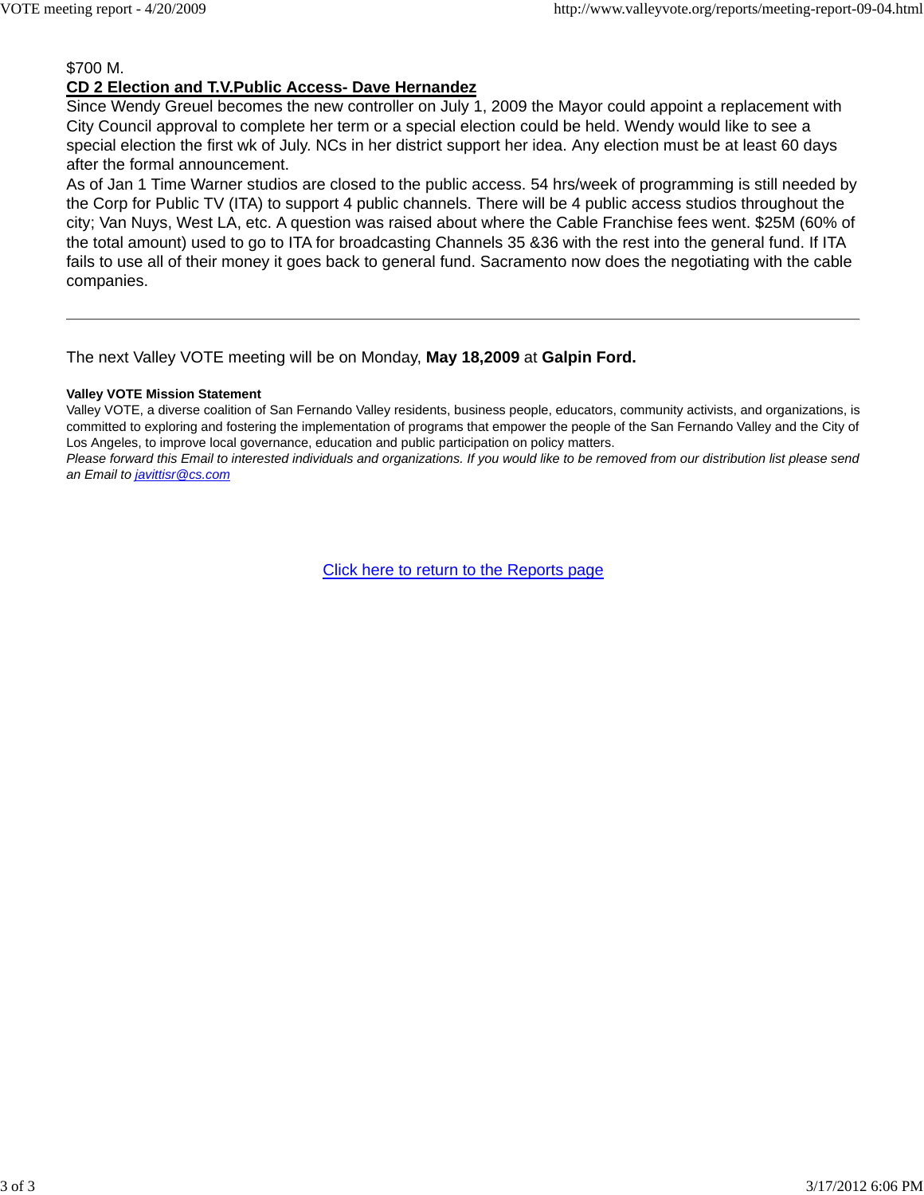$700 M.

**CD 2 Election and T.V.Public Access- Dave Hernandez**

Since Wendy Greuel becomes the new controller on July 1, 2009 the Mayor could appoint a replacement with City Council approval to complete her term or a special election could be held. Wendy would like to see a special election the first wk of July. NCs in her district support her idea. Any election must be at least 60 days after the formal announcement.

As of Jan 1 Time Warner studios are closed to the public access. 54 hrs/week of programming is still needed by the Corp for Public TV (ITA) to support 4 public channels. There will be 4 public access studios throughout the city; Van Nuys, West LA, etc. A question was raised about where the Cable Franchise fees went. $25M (60% of the total amount) used to go to ITA for broadcasting Channels 35 &36 with the rest into the general fund. If ITA fails to use all of their money it goes back to general fund. Sacramento now does the negotiating with the cable companies.

---

The next Valley VOTE meeting will be on Monday, **May 18,2009** at **Galpin Ford.**

**Valley VOTE Mission Statement**

Valley VOTE, a diverse coalition of San Fernando Valley residents, business people, educators, community activists, and organizations, is committed to exploring and fostering the implementation of programs that empower the people of the San Fernando Valley and the City of Los Angeles, to improve local governance, education and public participation on policy matters.

*Please forward this Email to interested individuals and organizations. If you would like to be removed from our distribution list please send an Email to javittisr@cs.com*

Click here to return to the Reports page